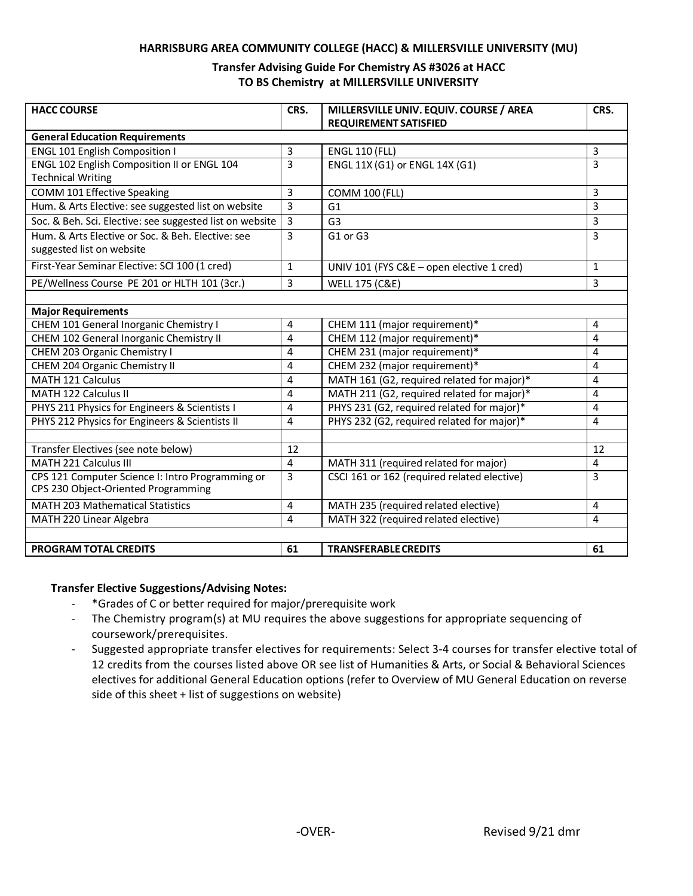**HARRISBURG AREA COMMUNITY COLLEGE (HACC) & MILLERSVILLE UNIVERSITY (MU)**

**Transfer Advising Guide For Chemistry AS #3026 at HACC TO BS Chemistry at MILLERSVILLE UNIVERSITY**

| HACC COURSE | CRS. | MILLERSVILLE UNIV. EQUIV. COURSE / AREA REQUIREMENT SATISFIED | CRS. |
|---|---|---|---|
| **General Education Requirements** | | | |
| ENGL 101 English Composition I | 3 | ENGL 110 (FLL) | 3 |
| ENGL 102 English Composition II or ENGL 104 Technical Writing | 3 | ENGL 11X (G1) or ENGL 14X (G1) | 3 |
| COMM 101 Effective Speaking | 3 | COMM 100 (FLL) | 3 |
| Hum. & Arts Elective: see suggested list on website | 3 | G1 | 3 |
| Soc. & Beh. Sci. Elective: see suggested list on website | 3 | G3 | 3 |
| Hum. & Arts Elective or Soc. & Beh. Elective: see suggested list on website | 3 | G1 or G3 | 3 |
| First-Year Seminar Elective: SCI 100 (1 cred) | 1 | UNIV 101 (FYS C&E – open elective 1 cred) | 1 |
| PE/Wellness Course PE 201 or HLTH 101 (3cr.) | 3 | WELL 175 (C&E) | 3 |
| | | | |
| **Major Requirements** | | | |
| CHEM 101 General Inorganic Chemistry I | 4 | CHEM 111 (major requirement)* | 4 |
| CHEM 102 General Inorganic Chemistry II | 4 | CHEM 112 (major requirement)* | 4 |
| CHEM 203 Organic Chemistry I | 4 | CHEM 231 (major requirement)* | 4 |
| CHEM 204 Organic Chemistry II | 4 | CHEM 232 (major requirement)* | 4 |
| MATH 121 Calculus | 4 | MATH 161 (G2, required related for major)* | 4 |
| MATH 122 Calculus II | 4 | MATH 211 (G2, required related for major)* | 4 |
| PHYS 211 Physics for Engineers & Scientists I | 4 | PHYS 231 (G2, required related for major)* | 4 |
| PHYS 212 Physics for Engineers & Scientists II | 4 | PHYS 232 (G2, required related for major)* | 4 |
| | | | |
| Transfer Electives (see note below) | 12 | | 12 |
| MATH 221 Calculus III | 4 | MATH 311 (required related for major) | 4 |
| CPS 121 Computer Science I: Intro Programming or CPS 230 Object-Oriented Programming | 3 | CSCI 161 or 162 (required related elective) | 3 |
| MATH 203 Mathematical Statistics | 4 | MATH 235 (required related elective) | 4 |
| MATH 220 Linear Algebra | 4 | MATH 322 (required related elective) | 4 |
| | | | |
| **PROGRAM TOTAL CREDITS** | **61** | **TRANSFERABLE CREDITS** | **61** |

**Transfer Elective Suggestions/Advising Notes:**

- *Grades of C or better required for major/prerequisite work
- The Chemistry program(s) at MU requires the above suggestions for appropriate sequencing of coursework/prerequisites.
- Suggested appropriate transfer electives for requirements: Select 3-4 courses for transfer elective total of 12 credits from the courses listed above OR see list of Humanities & Arts, or Social & Behavioral Sciences electives for additional General Education options (refer to Overview of MU General Education on reverse side of this sheet + list of suggestions on website)

-OVER-

Revised 9/21 dmr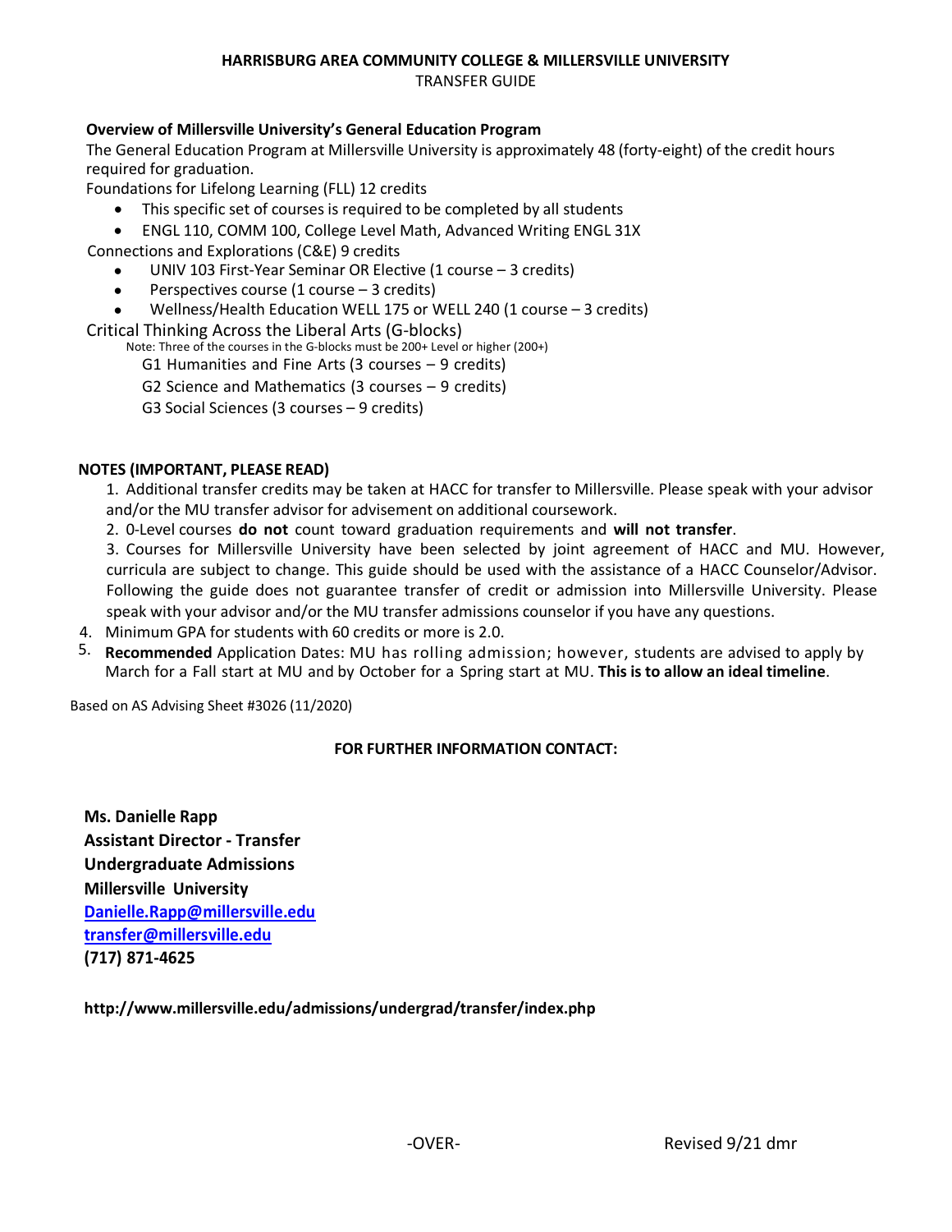**HARRISBURG AREA COMMUNITY COLLEGE & MILLERSVILLE UNIVERSITY**

TRANSFER GUIDE

**Overview of Millersville University's General Education Program**

The General Education Program at Millersville University is approximately 48 (forty-eight) of the credit hours required for graduation.

Foundations for Lifelong Learning (FLL) 12 credits

- This specific set of courses is required to be completed by all students
- ENGL 110, COMM 100, College Level Math, Advanced Writing ENGL 31X

Connections and Explorations (C&E) 9 credits

- UNIV 103 First-Year Seminar OR Elective (1 course – 3 credits)
- Perspectives course (1 course – 3 credits)
- Wellness/Health Education WELL 175 or WELL 240 (1 course – 3 credits)

Critical Thinking Across the Liberal Arts (G-blocks)

Note: Three of the courses in the G-blocks must be 200+ Level or higher (200+)

G1 Humanities and Fine Arts (3 courses – 9 credits)

G2 Science and Mathematics (3 courses – 9 credits)

G3 Social Sciences (3 courses – 9 credits)

**NOTES (IMPORTANT, PLEASE READ)**

1. Additional transfer credits may be taken at HACC for transfer to Millersville. Please speak with your advisor and/or the MU transfer advisor for advisement on additional coursework.
2. 0-Level courses **do not** count toward graduation requirements and **will not transfer**.
3. Courses for Millersville University have been selected by joint agreement of HACC and MU. However, curricula are subject to change. This guide should be used with the assistance of a HACC Counselor/Advisor. Following the guide does not guarantee transfer of credit or admission into Millersville University. Please speak with your advisor and/or the MU transfer admissions counselor if you have any questions.
4. Minimum GPA for students with 60 credits or more is 2.0.
5. **Recommended** Application Dates: MU has rolling admission; however, students are advised to apply by March for a Fall start at MU and by October for a Spring start at MU. **This is to allow an ideal timeline**.

Based on AS Advising Sheet #3026 (11/2020)

**FOR FURTHER INFORMATION CONTACT:**

**Ms. Danielle Rapp**
**Assistant Director - Transfer**
**Undergraduate Admissions**
**Millersville University**
**Danielle.Rapp@millersville.edu**
**transfer@millersville.edu**
**(717) 871-4625**

**http://www.millersville.edu/admissions/undergrad/transfer/index.php**

-OVER-

Revised 9/21 dmr